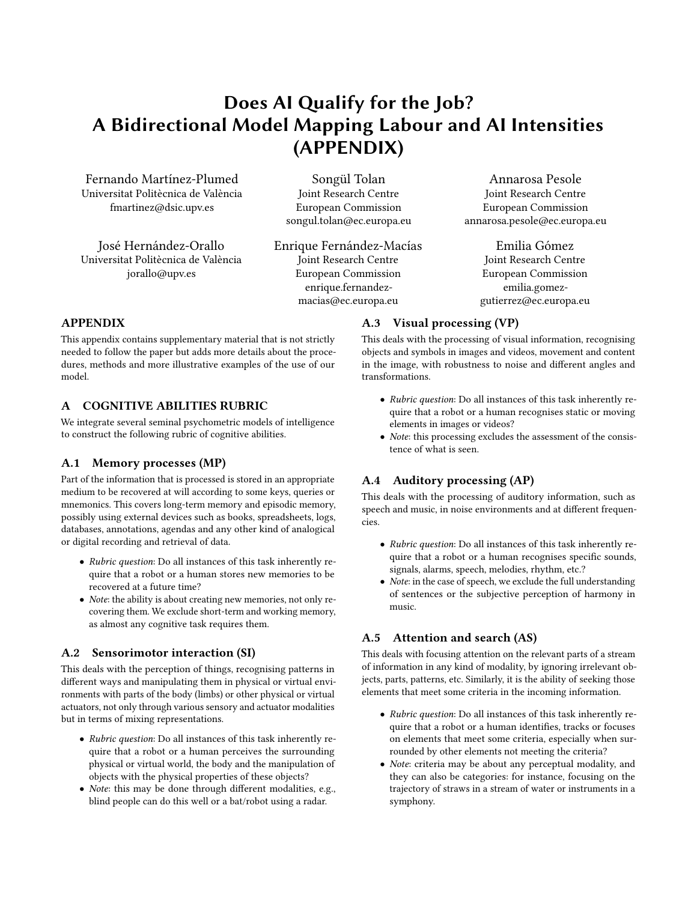# Does AI Qualify for the Job? A Bidirectional Model Mapping Labour and AI Intensities (APPENDIX)

Fernando Martínez-Plumed
Universitat Politècnica de València
fmartinez@dsic.upv.es

Songül Tolan
Joint Research Centre
European Commission
songul.tolan@ec.europa.eu

Annarosa Pesole
Joint Research Centre
European Commission
annarosa.pesole@ec.europa.eu

José Hernández-Orallo
Universitat Politècnica de València
jorallo@upv.es

Enrique Fernández-Macías
Joint Research Centre
European Commission
enrique.fernandez-macias@ec.europa.eu

Emilia Gómez
Joint Research Centre
European Commission
emilia.gomez-gutierrez@ec.europa.eu

## APPENDIX

This appendix contains supplementary material that is not strictly needed to follow the paper but adds more details about the procedures, methods and more illustrative examples of the use of our model.

## A COGNITIVE ABILITIES RUBRIC

We integrate several seminal psychometric models of intelligence to construct the following rubric of cognitive abilities.

### A.1 Memory processes (MP)

Part of the information that is processed is stored in an appropriate medium to be recovered at will according to some keys, queries or mnemonics. This covers long-term memory and episodic memory, possibly using external devices such as books, spreadsheets, logs, databases, annotations, agendas and any other kind of analogical or digital recording and retrieval of data.

- *Rubric question*: Do all instances of this task inherently require that a robot or a human stores new memories to be recovered at a future time?
- *Note*: the ability is about creating new memories, not only recovering them. We exclude short-term and working memory, as almost any cognitive task requires them.

### A.2 Sensorimotor interaction (SI)

This deals with the perception of things, recognising patterns in different ways and manipulating them in physical or virtual environments with parts of the body (limbs) or other physical or virtual actuators, not only through various sensory and actuator modalities but in terms of mixing representations.

- *Rubric question*: Do all instances of this task inherently require that a robot or a human perceives the surrounding physical or virtual world, the body and the manipulation of objects with the physical properties of these objects?
- *Note*: this may be done through different modalities, e.g., blind people can do this well or a bat/robot using a radar.

### A.3 Visual processing (VP)

This deals with the processing of visual information, recognising objects and symbols in images and videos, movement and content in the image, with robustness to noise and different angles and transformations.

- *Rubric question*: Do all instances of this task inherently require that a robot or a human recognises static or moving elements in images or videos?
- *Note*: this processing excludes the assessment of the consistence of what is seen.

### A.4 Auditory processing (AP)

This deals with the processing of auditory information, such as speech and music, in noise environments and at different frequencies.

- *Rubric question*: Do all instances of this task inherently require that a robot or a human recognises specific sounds, signals, alarms, speech, melodies, rhythm, etc.?
- *Note*: in the case of speech, we exclude the full understanding of sentences or the subjective perception of harmony in music.

### A.5 Attention and search (AS)

This deals with focusing attention on the relevant parts of a stream of information in any kind of modality, by ignoring irrelevant objects, parts, patterns, etc. Similarly, it is the ability of seeking those elements that meet some criteria in the incoming information.

- *Rubric question*: Do all instances of this task inherently require that a robot or a human identifies, tracks or focuses on elements that meet some criteria, especially when surrounded by other elements not meeting the criteria?
- *Note*: criteria may be about any perceptual modality, and they can also be categories: for instance, focusing on the trajectory of straws in a stream of water or instruments in a symphony.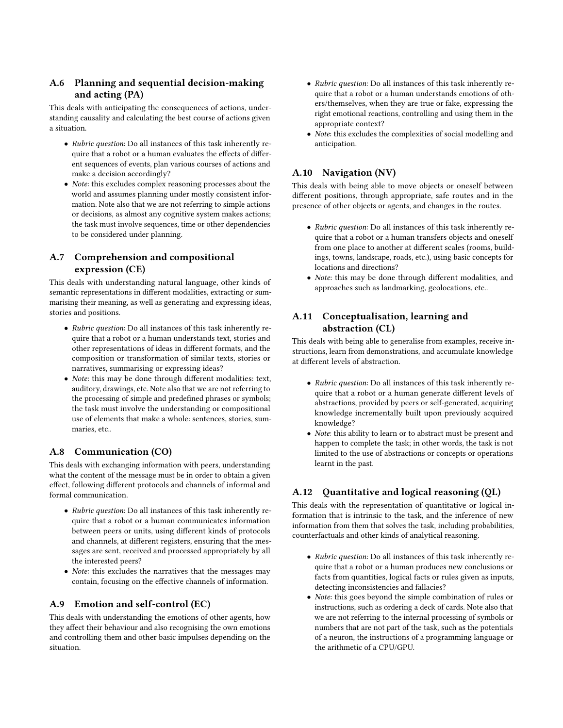### A.6 Planning and sequential decision-making and acting (PA)

This deals with anticipating the consequences of actions, understanding causality and calculating the best course of actions given a situation.

- *Rubric question*: Do all instances of this task inherently require that a robot or a human evaluates the effects of different sequences of events, plan various courses of actions and make a decision accordingly?
- *Note*: this excludes complex reasoning processes about the world and assumes planning under mostly consistent information. Note also that we are not referring to simple actions or decisions, as almost any cognitive system makes actions; the task must involve sequences, time or other dependencies to be considered under planning.

### A.7 Comprehension and compositional expression (CE)

This deals with understanding natural language, other kinds of semantic representations in different modalities, extracting or summarising their meaning, as well as generating and expressing ideas, stories and positions.

- *Rubric question*: Do all instances of this task inherently require that a robot or a human understands text, stories and other representations of ideas in different formats, and the composition or transformation of similar texts, stories or narratives, summarising or expressing ideas?
- *Note*: this may be done through different modalities: text, auditory, drawings, etc. Note also that we are not referring to the processing of simple and predefined phrases or symbols; the task must involve the understanding or compositional use of elements that make a whole: sentences, stories, summaries, etc..

### A.8 Communication (CO)

This deals with exchanging information with peers, understanding what the content of the message must be in order to obtain a given effect, following different protocols and channels of informal and formal communication.

- *Rubric question*: Do all instances of this task inherently require that a robot or a human communicates information between peers or units, using different kinds of protocols and channels, at different registers, ensuring that the messages are sent, received and processed appropriately by all the interested peers?
- *Note*: this excludes the narratives that the messages may contain, focusing on the effective channels of information.

### A.9 Emotion and self-control (EC)

This deals with understanding the emotions of other agents, how they affect their behaviour and also recognising the own emotions and controlling them and other basic impulses depending on the situation.

- *Rubric question*: Do all instances of this task inherently require that a robot or a human understands emotions of others/themselves, when they are true or fake, expressing the right emotional reactions, controlling and using them in the appropriate context?
- *Note*: this excludes the complexities of social modelling and anticipation.

### A.10 Navigation (NV)

This deals with being able to move objects or oneself between different positions, through appropriate, safe routes and in the presence of other objects or agents, and changes in the routes.

- *Rubric question*: Do all instances of this task inherently require that a robot or a human transfers objects and oneself from one place to another at different scales (rooms, buildings, towns, landscape, roads, etc.), using basic concepts for locations and directions?
- *Note*: this may be done through different modalities, and approaches such as landmarking, geolocations, etc..

### A.11 Conceptualisation, learning and abstraction (CL)

This deals with being able to generalise from examples, receive instructions, learn from demonstrations, and accumulate knowledge at different levels of abstraction.

- *Rubric question*: Do all instances of this task inherently require that a robot or a human generate different levels of abstractions, provided by peers or self-generated, acquiring knowledge incrementally built upon previously acquired knowledge?
- *Note*: this ability to learn or to abstract must be present and happen to complete the task; in other words, the task is not limited to the use of abstractions or concepts or operations learnt in the past.

### A.12 Quantitative and logical reasoning (QL)

This deals with the representation of quantitative or logical information that is intrinsic to the task, and the inference of new information from them that solves the task, including probabilities, counterfactuals and other kinds of analytical reasoning.

- *Rubric question*: Do all instances of this task inherently require that a robot or a human produces new conclusions or facts from quantities, logical facts or rules given as inputs, detecting inconsistencies and fallacies?
- *Note*: this goes beyond the simple combination of rules or instructions, such as ordering a deck of cards. Note also that we are not referring to the internal processing of symbols or numbers that are not part of the task, such as the potentials of a neuron, the instructions of a programming language or the arithmetic of a CPU/GPU.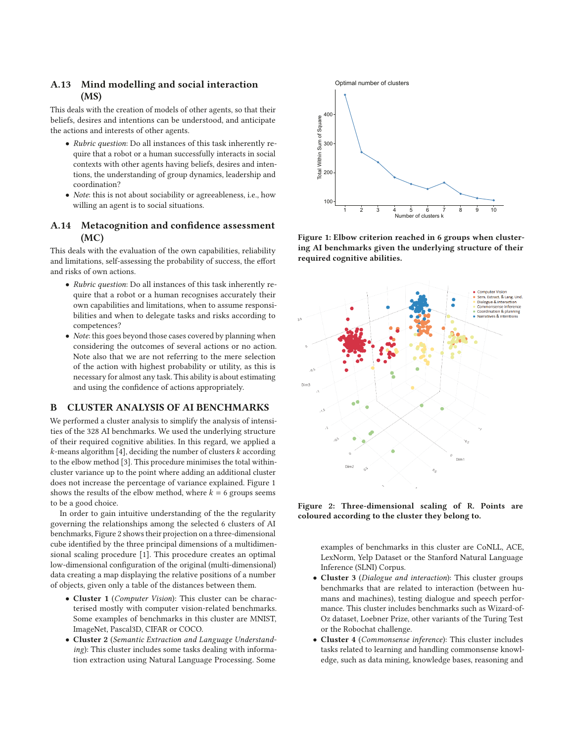### A.13 Mind modelling and social interaction (MS)

This deals with the creation of models of other agents, so that their beliefs, desires and intentions can be understood, and anticipate the actions and interests of other agents.

- *Rubric question*: Do all instances of this task inherently require that a robot or a human successfully interacts in social contexts with other agents having beliefs, desires and intentions, the understanding of group dynamics, leadership and coordination?
- *Note*: this is not about sociability or agreeableness, i.e., how willing an agent is to social situations.

### A.14 Metacognition and confidence assessment (MC)

This deals with the evaluation of the own capabilities, reliability and limitations, self-assessing the probability of success, the effort and risks of own actions.

- *Rubric question*: Do all instances of this task inherently require that a robot or a human recognises accurately their own capabilities and limitations, when to assume responsibilities and when to delegate tasks and risks according to competences?
- *Note*: this goes beyond those cases covered by planning when considering the outcomes of several actions or no action. Note also that we are not referring to the mere selection of the action with highest probability or utility, as this is necessary for almost any task. This ability is about estimating and using the confidence of actions appropriately.

## B CLUSTER ANALYSIS OF AI BENCHMARKS

We performed a cluster analysis to simplify the analysis of intensities of the 328 AI benchmarks. We used the underlying structure of their required cognitive abilities. In this regard, we applied a $k$-means algorithm [4], deciding the number of clusters $k$ according to the elbow method [3]. This procedure minimises the total within-cluster variance up to the point where adding an additional cluster does not increase the percentage of variance explained. Figure 1 shows the results of the elbow method, where $k = 6$ groups seems to be a good choice.

In order to gain intuitive understanding of the the regularity governing the relationships among the selected 6 clusters of AI benchmarks, Figure 2 shows their projection on a three-dimensional cube identified by the three principal dimensions of a multidimensional scaling procedure [1]. This procedure creates an optimal low-dimensional configuration of the original (multi-dimensional) data creating a map displaying the relative positions of a number of objects, given only a table of the distances between them.

- **Cluster 1** (*Computer Vision*): This cluster can be characterised mostly with computer vision-related benchmarks. Some examples of benchmarks in this cluster are MNIST, ImageNet, Pascal3D, CIFAR or COCO.
- **Cluster 2** (*Semantic Extraction and Language Understanding*): This cluster includes some tasks dealing with information extraction using Natural Language Processing. Some examples of benchmarks in this cluster are CoNLL, ACE, LexNorm, Yelp Dataset or the Stanford Natural Language Inference (SLNI) Corpus.
- **Cluster 3** (*Dialogue and interaction*): This cluster groups benchmarks that are related to interaction (between humans and machines), testing dialogue and speech performance. This cluster includes benchmarks such as Wizard-of-Oz dataset, Loebner Prize, other variants of the Turing Test or the Robochat challenge.
- **Cluster 4** (*Commonsense inference*): This cluster includes tasks related to learning and handling commonsense knowledge, such as data mining, knowledge bases, reasoning and

**Figure 1: Elbow criterion reached in 6 groups when clustering AI benchmarks given the underlying structure of their required cognitive abilities.**

**Figure 2: Three-dimensional scaling of R. Points are coloured according to the cluster they belong to.**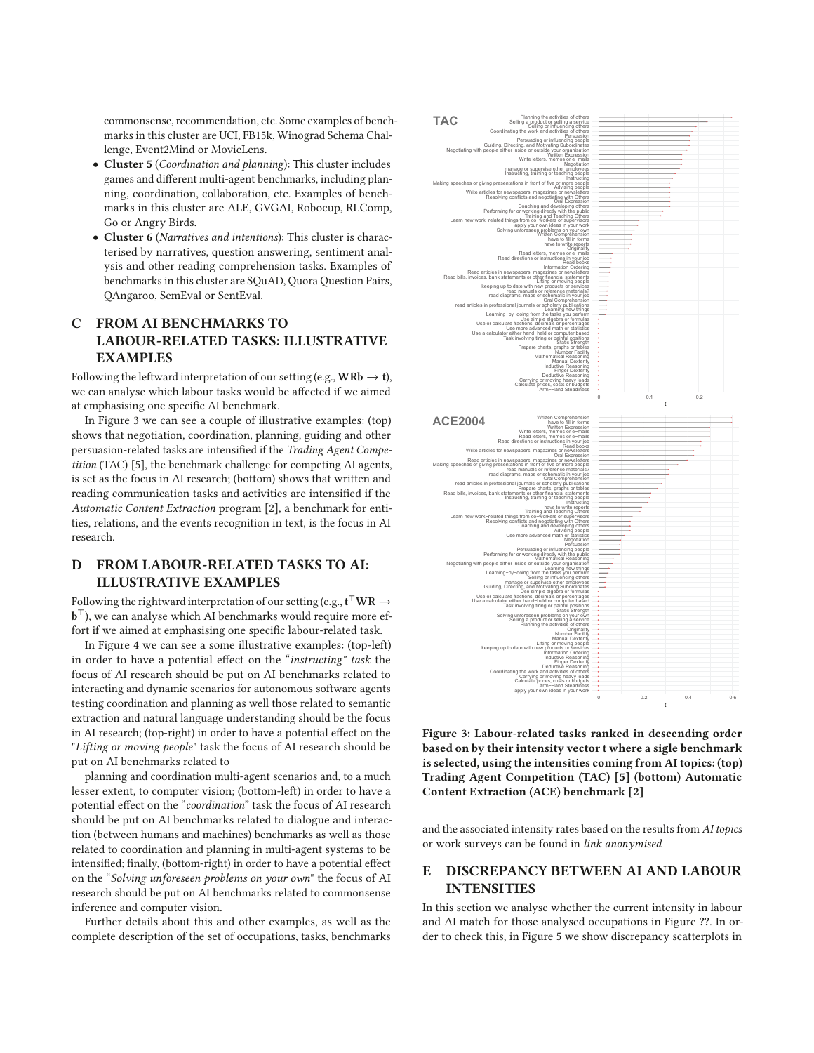commonsense, recommendation, etc. Some examples of benchmarks in this cluster are UCI, FB15k, Winograd Schema Challenge, Event2Mind or MovieLens.

- **Cluster 5** (*Coordination and planning*): This cluster includes games and different multi-agent benchmarks, including planning, coordination, collaboration, etc. Examples of benchmarks in this cluster are ALE, GVGAI, Robocup, RLComp, Go or Angry Birds.
- **Cluster 6** (*Narratives and intentions*): This cluster is characterised by narratives, question answering, sentiment analysis and other reading comprehension tasks. Examples of benchmarks in this cluster are SQuAD, Quora Question Pairs, QAngaroo, SemEval or SentEval.

## C FROM AI BENCHMARKS TO LABOUR-RELATED TASKS: ILLUSTRATIVE EXAMPLES

Following the leftward interpretation of our setting (e.g., $\mathbf{WRb} \rightarrow \mathbf{t}$), we can analyse which labour tasks would be affected if we aimed at emphasising one specific AI benchmark.

In Figure 3 we can see a couple of illustrative examples: (top) shows that negotiation, coordination, planning, guiding and other persuasion-related tasks are intensified if the *Trading Agent Competition* (TAC) [5], the benchmark challenge for competing AI agents, is set as the focus in AI research; (bottom) shows that written and reading communication tasks and activities are intensified if the *Automatic Content Extraction* program [2], a benchmark for entities, relations, and the events recognition in text, is the focus in AI research.

## D FROM LABOUR-RELATED TASKS TO AI: ILLUSTRATIVE EXAMPLES

Following the rightward interpretation of our setting (e.g., $\mathbf{t}^\top \mathbf{WR} \rightarrow \mathbf{b}^\top$), we can analyse which AI benchmarks would require more effort if we aimed at emphasising one specific labour-related task.

In Figure 4 we can see a some illustrative examples: (top-left) in order to have a potential effect on the "*instructing" task* the focus of AI research should be put on AI benchmarks related to interacting and dynamic scenarios for autonomous software agents testing coordination and planning as well those related to semantic extraction and natural language understanding should be the focus in AI research; (top-right) in order to have a potential effect on the "*Lifting or moving people*" task the focus of AI research should be put on AI benchmarks related to

planning and coordination multi-agent scenarios and, to a much lesser extent, to computer vision; (bottom-left) in order to have a potential effect on the "*coordination*" task the focus of AI research should be put on AI benchmarks related to dialogue and interaction (between humans and machines) benchmarks as well as those related to coordination and planning in multi-agent systems to be intensified; finally, (bottom-right) in order to have a potential effect on the "*Solving unforeseen problems on your own*" the focus of AI research should be put on AI benchmarks related to commonsense inference and computer vision.

Further details about this and other examples, as well as the complete description of the set of occupations, tasks, benchmarks

**Figure 3: Labour-related tasks ranked in descending order based on by their intensity vector t where a sigle benchmark is selected, using the intensities coming from AI topics: (top) Trading Agent Competition (TAC) [5] (bottom) Automatic Content Extraction (ACE) benchmark [2]**

and the associated intensity rates based on the results from *AI topics* or work surveys can be found in *link anonymised*

## E DISCREPANCY BETWEEN AI AND LABOUR INTENSITIES

In this section we analyse whether the current intensity in labour and AI match for those analysed occupations in Figure ??. In order to check this, in Figure 5 we show discrepancy scatterplots in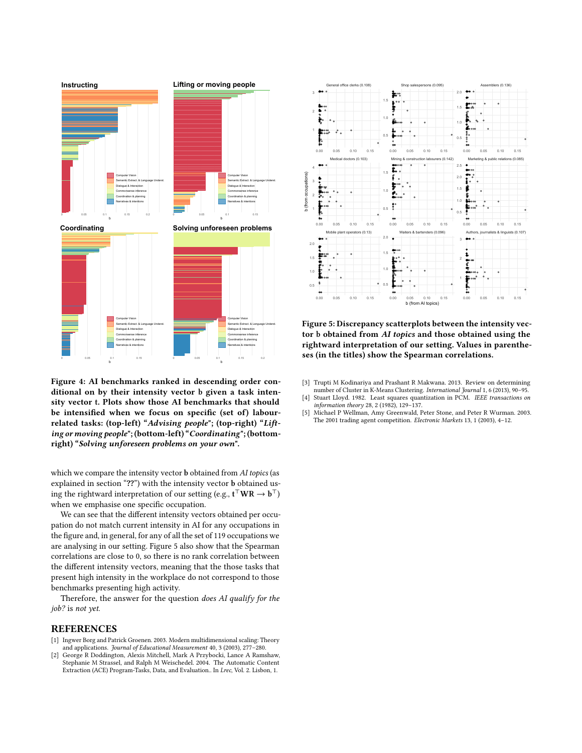Instructing

Lifting or moving people

Coordinating

Solving unforeseen problems

Computer Vision
Semantic Extract. & Language Underst.
Dialogue & Interaction
Commonsense inference
Coordination & planning
Narratives & intentions

b

**Figure 4: AI benchmarks ranked in descending order conditional on by their intensity vector b given a task intensity vector t. Plots show those AI benchmarks that should be intensified when we focus on specific (set of) labour-related tasks: (top-left) "*Advising people*"; (top-right) "*Lifting or moving people*"; (bottom-left) "*Coordinating*"; (bottom-right) "*Solving unforeseen problems on your own*".**

which we compare the intensity vector **b** obtained from *AI topics* (as explained in section "**??**") with the intensity vector **b** obtained using the rightward interpretation of our setting (e.g., $\mathbf{t}^\top \mathbf{W}\mathbf{R} \rightarrow \mathbf{b}^\top$) when we emphasise one specific occupation.

We can see that the different intensity vectors obtained per occupation do not match current intensity in AI for any occupations in the figure and, in general, for any of all the set of 119 occupations we are analysing in our setting. Figure 5 also show that the Spearman correlations are close to 0, so there is no rank correlation between the different intensity vectors, meaning that the those tasks that present high intensity in the workplace do not correspond to those benchmarks presenting high activity.

Therefore, the answer for the question *does AI qualify for the job?* is *not yet*.

General office clerks (0.108)
Shop salespersons (0.095)
Assemblers (0.136)
Medical doctors (0.103)
Mining & construction labourers (0.142)
Marketing & public relations (0.085)
Mobile plant operators (0.13)
Waiters & bartenders (0.096)
Authors, journalists & linguists (0.107)

b (from occupations)

b (from AI topics)

**Figure 5: Discrepancy scatterplots between the intensity vector b obtained from *AI topics* and those obtained using the rightward interpretation of our setting. Values in parentheses (in the titles) show the Spearman correlations.**

## REFERENCES

[1] Ingwer Borg and Patrick Groenen. 2003. Modern multidimensional scaling: Theory and applications. *Journal of Educational Measurement* 40, 3 (2003), 277–280.

[2] George R Doddington, Alexis Mitchell, Mark A Przybocki, Lance A Ramshaw, Stephanie M Strassel, and Ralph M Weischedel. 2004. The Automatic Content Extraction (ACE) Program-Tasks, Data, and Evaluation.. In *Lrec*, Vol. 2. Lisbon, 1.

[3] Trupti M Kodinariya and Prashant R Makwana. 2013. Review on determining number of Cluster in K-Means Clustering. *International Journal* 1, 6 (2013), 90–95.

[4] Stuart Lloyd. 1982. Least squares quantization in PCM. *IEEE transactions on information theory* 28, 2 (1982), 129–137.

[5] Michael P Wellman, Amy Greenwald, Peter Stone, and Peter R Wurman. 2003. The 2001 trading agent competition. *Electronic Markets* 13, 1 (2003), 4–12.